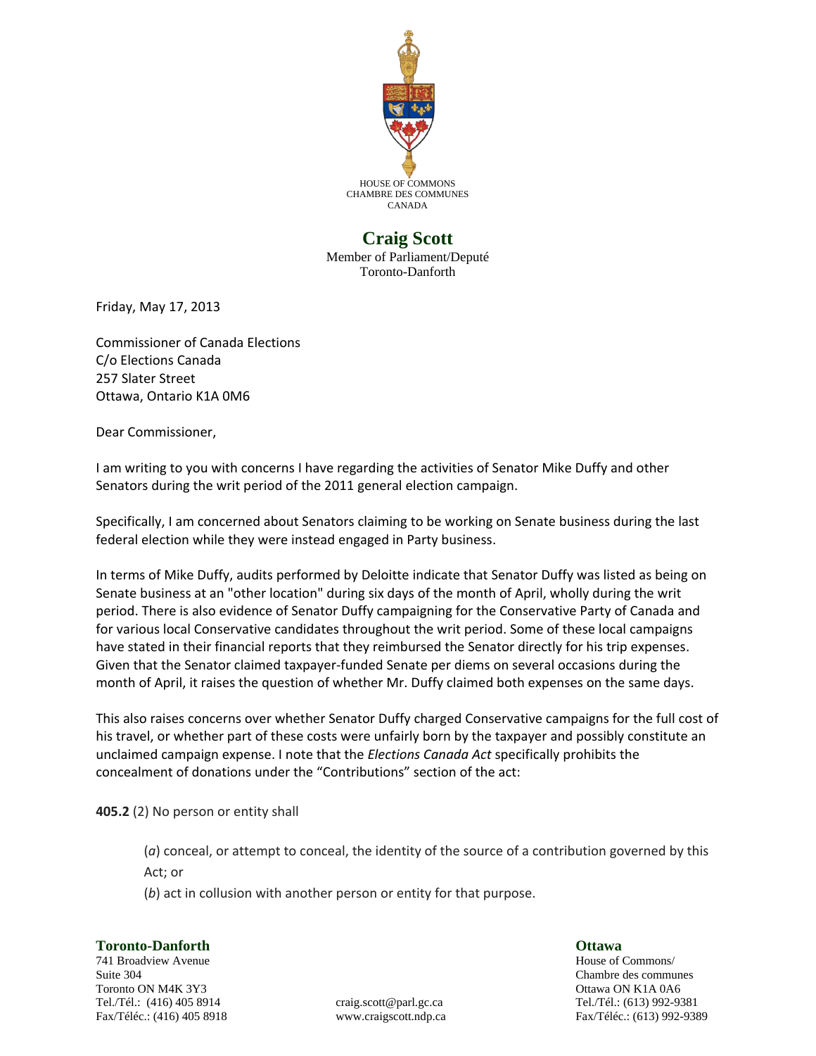HOUSE OF COMMONS
CHAMBRE DES COMMUNES
CANADA

# Craig Scott

Member of Parliament/Deputé
Toronto-Danforth

Friday, May 17, 2013

Commissioner of Canada Elections
C/o Elections Canada
257 Slater Street
Ottawa, Ontario K1A 0M6

Dear Commissioner,

I am writing to you with concerns I have regarding the activities of Senator Mike Duffy and other Senators during the writ period of the 2011 general election campaign.

Specifically, I am concerned about Senators claiming to be working on Senate business during the last federal election while they were instead engaged in Party business.

In terms of Mike Duffy, audits performed by Deloitte indicate that Senator Duffy was listed as being on Senate business at an "other location" during six days of the month of April, wholly during the writ period. There is also evidence of Senator Duffy campaigning for the Conservative Party of Canada and for various local Conservative candidates throughout the writ period. Some of these local campaigns have stated in their financial reports that they reimbursed the Senator directly for his trip expenses. Given that the Senator claimed taxpayer-funded Senate per diems on several occasions during the month of April, it raises the question of whether Mr. Duffy claimed both expenses on the same days.

This also raises concerns over whether Senator Duffy charged Conservative campaigns for the full cost of his travel, or whether part of these costs were unfairly born by the taxpayer and possibly constitute an unclaimed campaign expense. I note that the *Elections Canada Act* specifically prohibits the concealment of donations under the "Contributions" section of the act:

**405.2** (2) No person or entity shall

> (*a*) conceal, or attempt to conceal, the identity of the source of a contribution governed by this Act; or
>
> (*b*) act in collusion with another person or entity for that purpose.

**Toronto-Danforth**
741 Broadview Avenue
Suite 304
Toronto ON M4K 3Y3
Tel./Tél.: (416) 405 8914
Fax/Téléc.: (416) 405 8918

craig.scott@parl.gc.ca
www.craigscott.ndp.ca

**Ottawa**
House of Commons/
Chambre des communes
Ottawa ON K1A 0A6
Tel./Tél.: (613) 992-9381
Fax/Téléc.: (613) 992-9389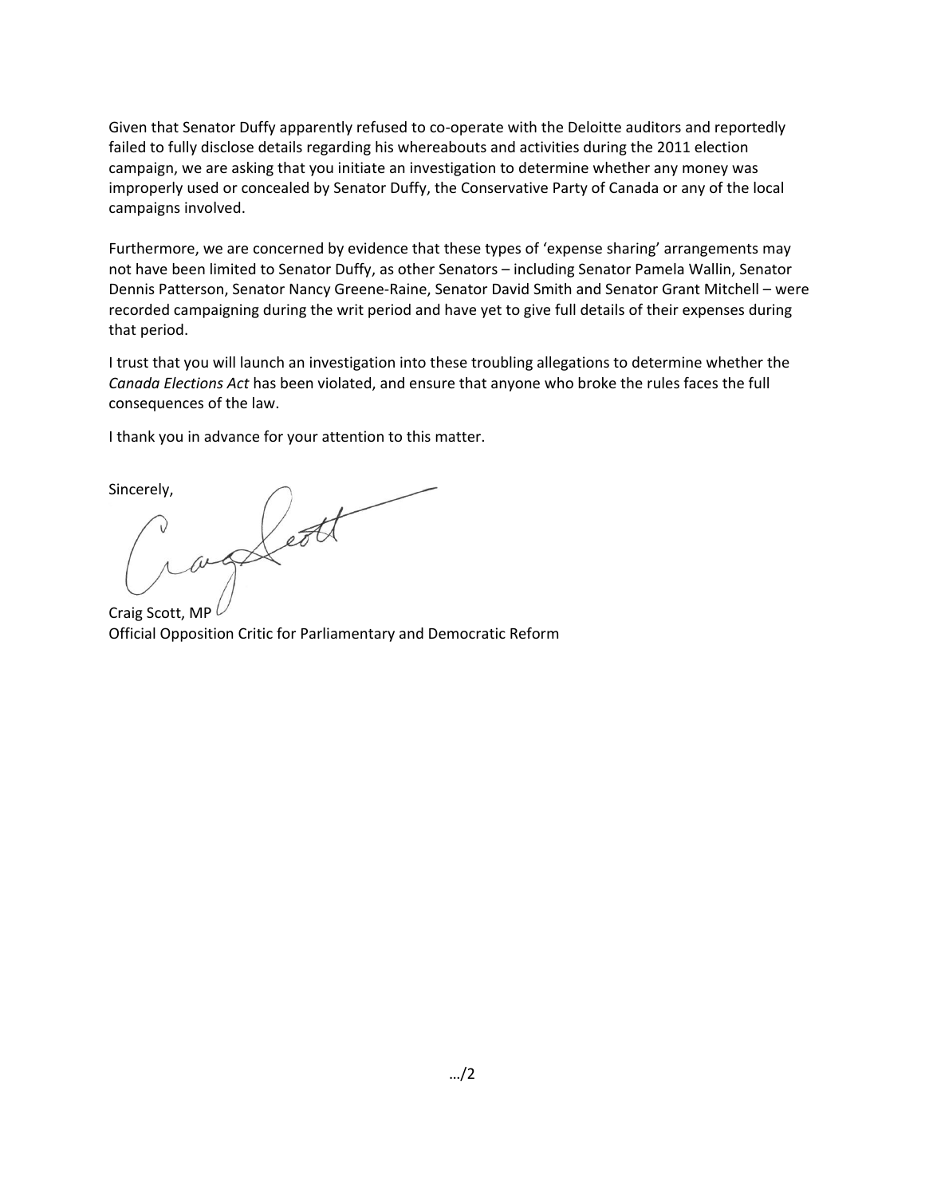Given that Senator Duffy apparently refused to co-operate with the Deloitte auditors and reportedly failed to fully disclose details regarding his whereabouts and activities during the 2011 election campaign, we are asking that you initiate an investigation to determine whether any money was improperly used or concealed by Senator Duffy, the Conservative Party of Canada or any of the local campaigns involved.

Furthermore, we are concerned by evidence that these types of 'expense sharing' arrangements may not have been limited to Senator Duffy, as other Senators – including Senator Pamela Wallin, Senator Dennis Patterson, Senator Nancy Greene-Raine, Senator David Smith and Senator Grant Mitchell – were recorded campaigning during the writ period and have yet to give full details of their expenses during that period.

I trust that you will launch an investigation into these troubling allegations to determine whether the *Canada Elections Act* has been violated, and ensure that anyone who broke the rules faces the full consequences of the law.

I thank you in advance for your attention to this matter.

Sincerely,

Craig Scott, MP
Official Opposition Critic for Parliamentary and Democratic Reform

…/2